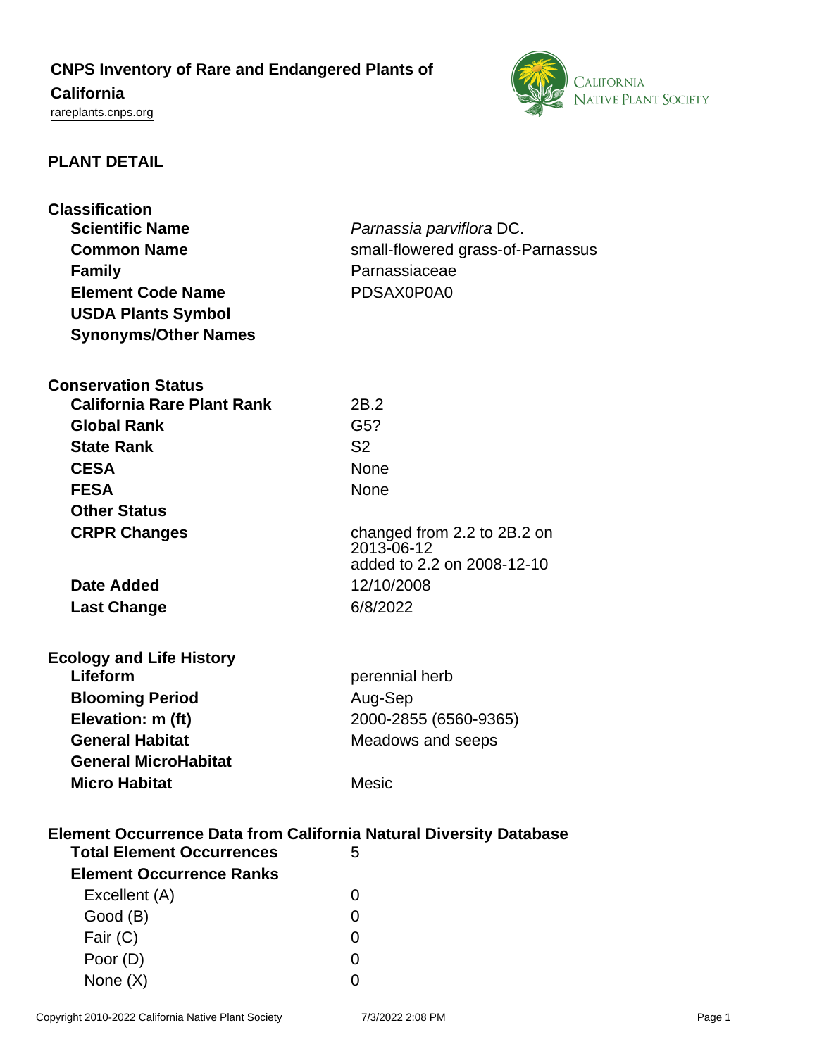# CNPS Inventory of Rare and Endangered Plants of California

rareplants.cnps.org

## PLANT DETAIL

### Classification

| | |
|---|---|
| **Scientific Name** | *Parnassia parviflora* DC. |
| **Common Name** | small-flowered grass-of-Parnassus |
| **Family** | Parnassiaceae |
| **Element Code Name** | PDSAX0P0A0 |
| **USDA Plants Symbol** | |
| **Synonyms/Other Names** | |

### Conservation Status

| | |
|---|---|
| **California Rare Plant Rank** | 2B.2 |
| **Global Rank** | G5? |
| **State Rank** | S2 |
| **CESA** | None |
| **FESA** | None |
| **Other Status** | |
| **CRPR Changes** | changed from 2.2 to 2B.2 on 2013-06-12<br>added to 2.2 on 2008-12-10 |
| **Date Added** | 12/10/2008 |
| **Last Change** | 6/8/2022 |

### Ecology and Life History

| | |
|---|---|
| **Lifeform** | perennial herb |
| **Blooming Period** | Aug-Sep |
| **Elevation: m (ft)** | 2000-2855 (6560-9365) |
| **General Habitat** | Meadows and seeps |
| **General MicroHabitat** | |
| **Micro Habitat** | Mesic |

### Element Occurrence Data from California Natural Diversity Database

| | |
|---|---|
| **Total Element Occurrences** | 5 |
| **Element Occurrence Ranks** | |
| Excellent (A) | 0 |
| Good (B) | 0 |
| Fair (C) | 0 |
| Poor (D) | 0 |
| None (X) | 0 |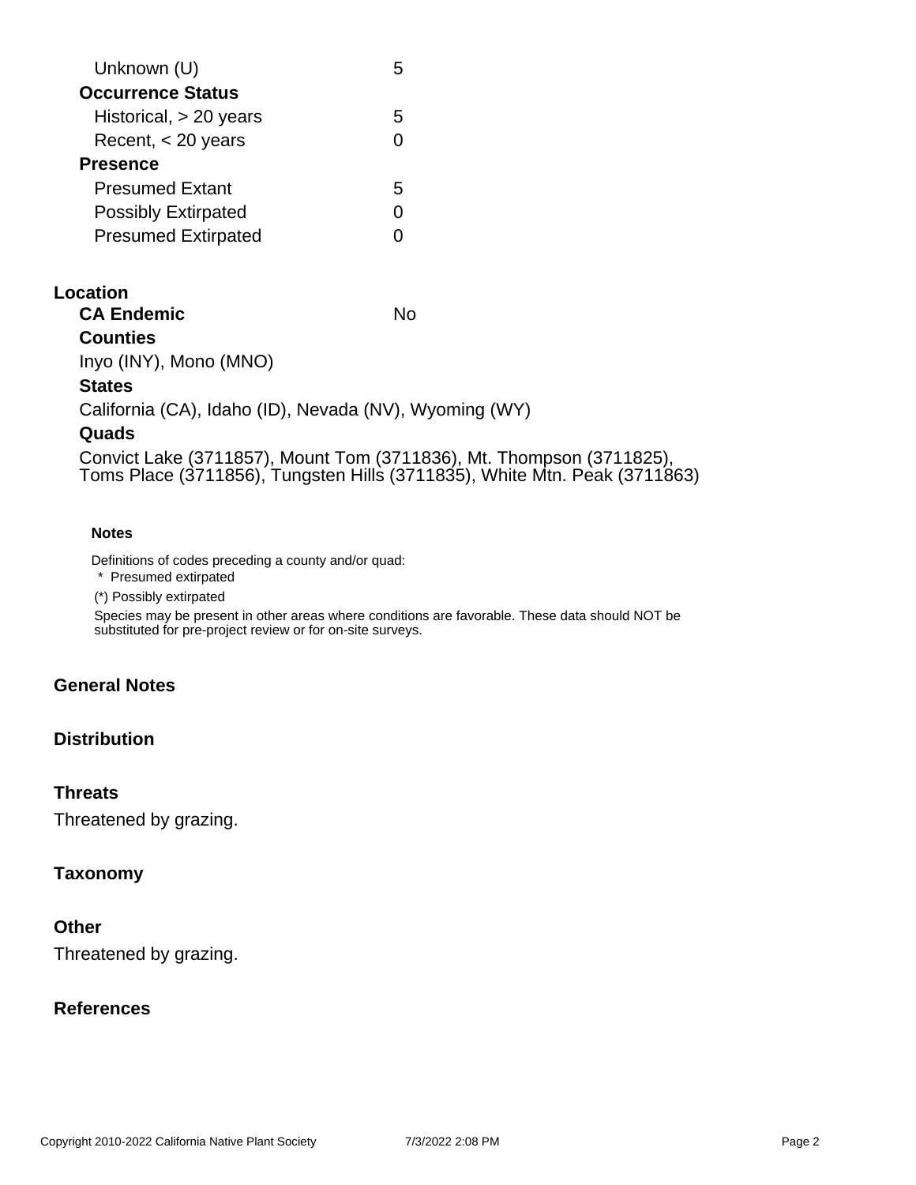| | |
|---|---|
| Unknown (U) | 5 |
| **Occurrence Status** | |
| Historical, > 20 years | 5 |
| Recent, < 20 years | 0 |
| **Presence** | |
| Presumed Extant | 5 |
| Possibly Extirpated | 0 |
| Presumed Extirpated | 0 |

## Location

**CA Endemic** No

**Counties**

Inyo (INY), Mono (MNO)

**States**

California (CA), Idaho (ID), Nevada (NV), Wyoming (WY)

**Quads**

Convict Lake (3711857), Mount Tom (3711836), Mt. Thompson (3711825), Toms Place (3711856), Tungsten Hills (3711835), White Mtn. Peak (3711863)

**Notes**

Definitions of codes preceding a county and/or quad:

\* Presumed extirpated

(*) Possibly extirpated

Species may be present in other areas where conditions are favorable. These data should NOT be substituted for pre-project review or for on-site surveys.

## General Notes

## Distribution

## Threats

Threatened by grazing.

## Taxonomy

## Other

Threatened by grazing.

## References